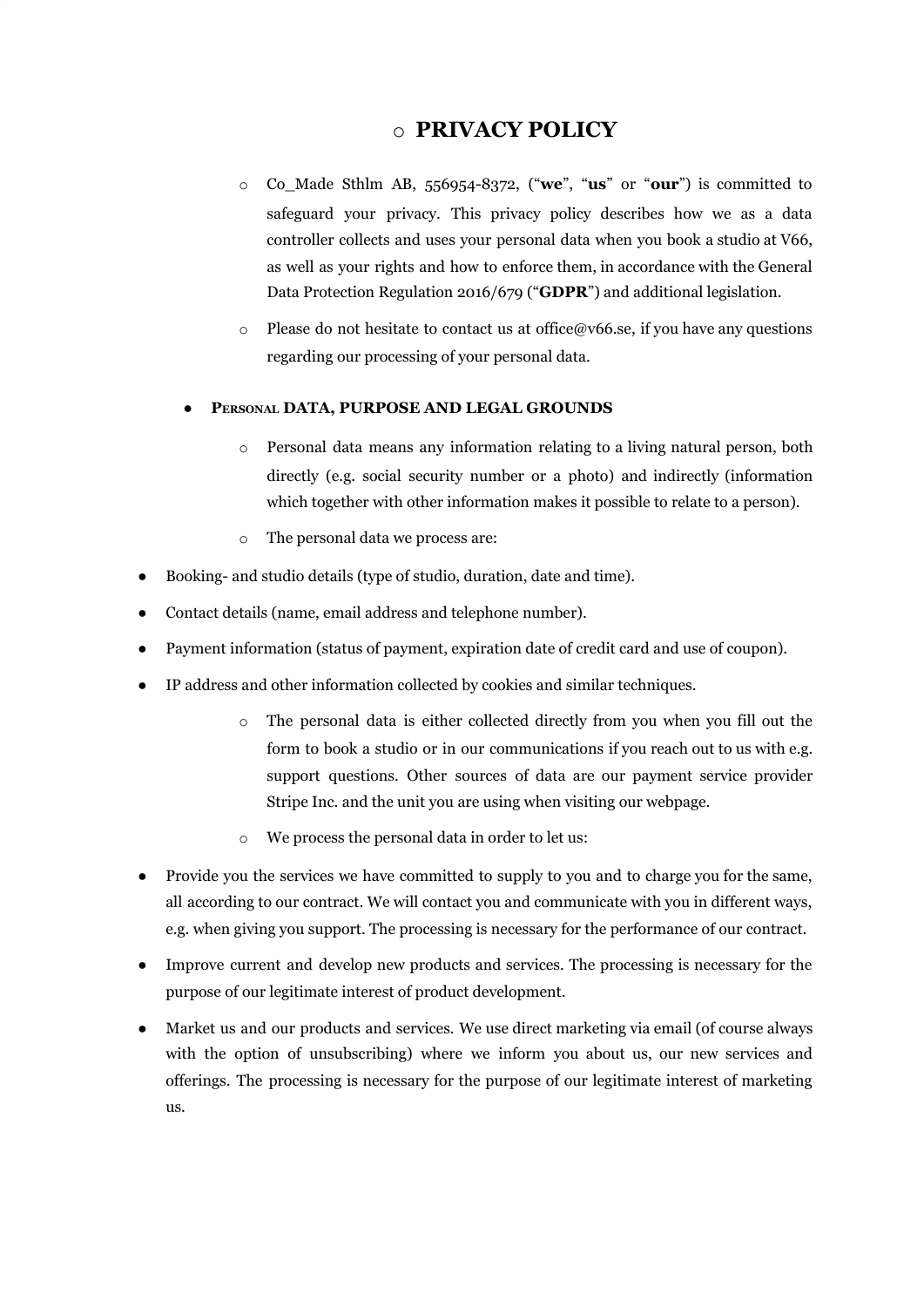# PRIVACY POLICY

Co_Made Sthlm AB, 556954-8372, ("**we**", "**us**" or "**our**") is committed to safeguard your privacy. This privacy policy describes how we as a data controller collects and uses your personal data when you book a studio at V66, as well as your rights and how to enforce them, in accordance with the General Data Protection Regulation 2016/679 ("**GDPR**") and additional legislation.

Please do not hesitate to contact us at office@v66.se, if you have any questions regarding our processing of your personal data.

## PERSONAL DATA, PURPOSE AND LEGAL GROUNDS

Personal data means any information relating to a living natural person, both directly (e.g. social security number or a photo) and indirectly (information which together with other information makes it possible to relate to a person).

The personal data we process are:

- Booking- and studio details (type of studio, duration, date and time).
- Contact details (name, email address and telephone number).
- Payment information (status of payment, expiration date of credit card and use of coupon).
- IP address and other information collected by cookies and similar techniques.

The personal data is either collected directly from you when you fill out the form to book a studio or in our communications if you reach out to us with e.g. support questions. Other sources of data are our payment service provider Stripe Inc. and the unit you are using when visiting our webpage.

We process the personal data in order to let us:

- Provide you the services we have committed to supply to you and to charge you for the same, all according to our contract. We will contact you and communicate with you in different ways, e.g. when giving you support. The processing is necessary for the performance of our contract.
- Improve current and develop new products and services. The processing is necessary for the purpose of our legitimate interest of product development.
- Market us and our products and services. We use direct marketing via email (of course always with the option of unsubscribing) where we inform you about us, our new services and offerings. The processing is necessary for the purpose of our legitimate interest of marketing us.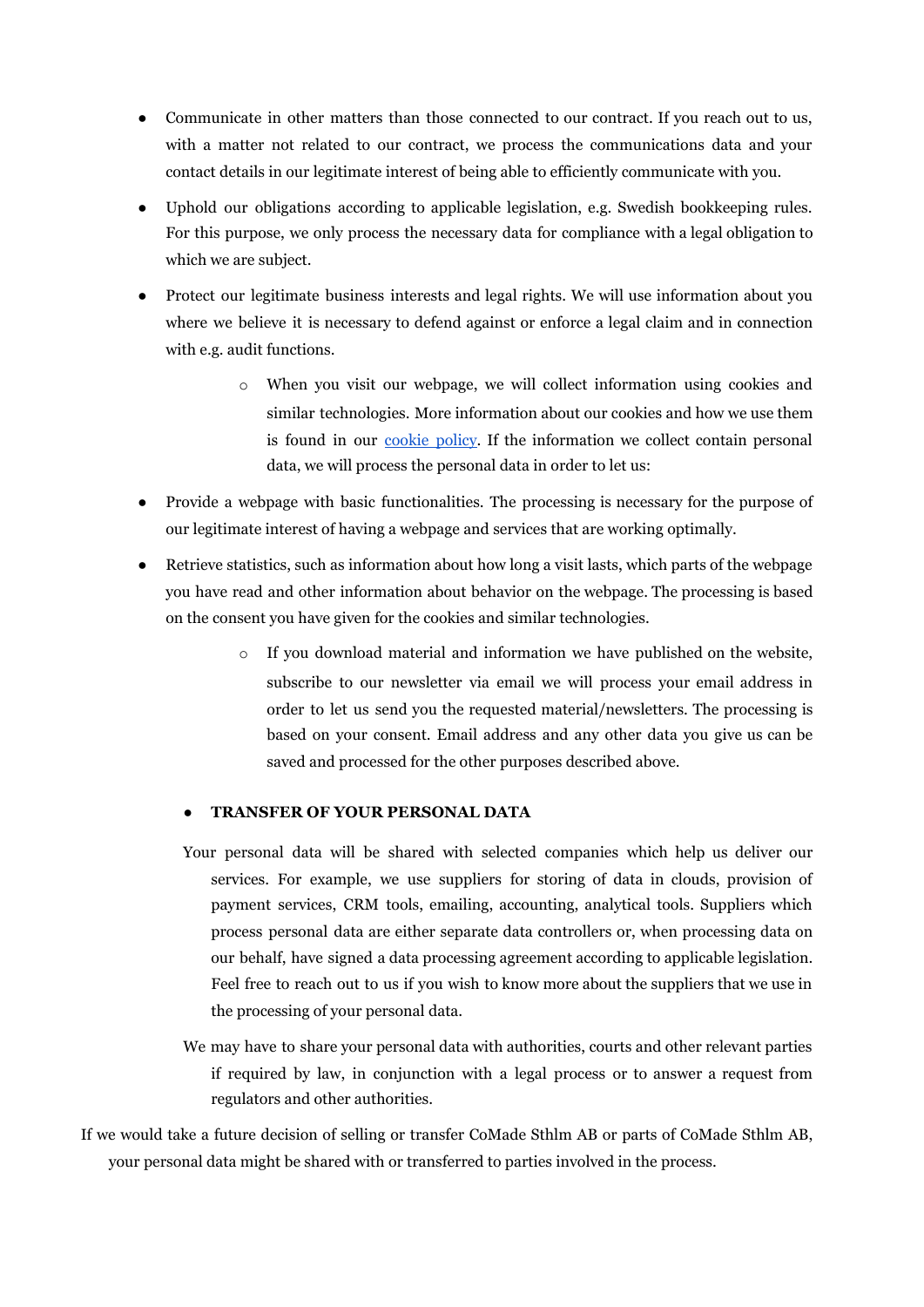- Communicate in other matters than those connected to our contract. If you reach out to us, with a matter not related to our contract, we process the communications data and your contact details in our legitimate interest of being able to efficiently communicate with you.
- Uphold our obligations according to applicable legislation, e.g. Swedish bookkeeping rules. For this purpose, we only process the necessary data for compliance with a legal obligation to which we are subject.
- Protect our legitimate business interests and legal rights. We will use information about you where we believe it is necessary to defend against or enforce a legal claim and in connection with e.g. audit functions.
  - When you visit our webpage, we will collect information using cookies and similar technologies. More information about our cookies and how we use them is found in our [cookie policy](). If the information we collect contain personal data, we will process the personal data in order to let us:
- Provide a webpage with basic functionalities. The processing is necessary for the purpose of our legitimate interest of having a webpage and services that are working optimally.
- Retrieve statistics, such as information about how long a visit lasts, which parts of the webpage you have read and other information about behavior on the webpage. The processing is based on the consent you have given for the cookies and similar technologies.
  - If you download material and information we have published on the website, subscribe to our newsletter via email we will process your email address in order to let us send you the requested material/newsletters. The processing is based on your consent. Email address and any other data you give us can be saved and processed for the other purposes described above.

- **TRANSFER OF YOUR PERSONAL DATA**

Your personal data will be shared with selected companies which help us deliver our services. For example, we use suppliers for storing of data in clouds, provision of payment services, CRM tools, emailing, accounting, analytical tools. Suppliers which process personal data are either separate data controllers or, when processing data on our behalf, have signed a data processing agreement according to applicable legislation. Feel free to reach out to us if you wish to know more about the suppliers that we use in the processing of your personal data.

We may have to share your personal data with authorities, courts and other relevant parties if required by law, in conjunction with a legal process or to answer a request from regulators and other authorities.

If we would take a future decision of selling or transfer CoMade Sthlm AB or parts of CoMade Sthlm AB, your personal data might be shared with or transferred to parties involved in the process.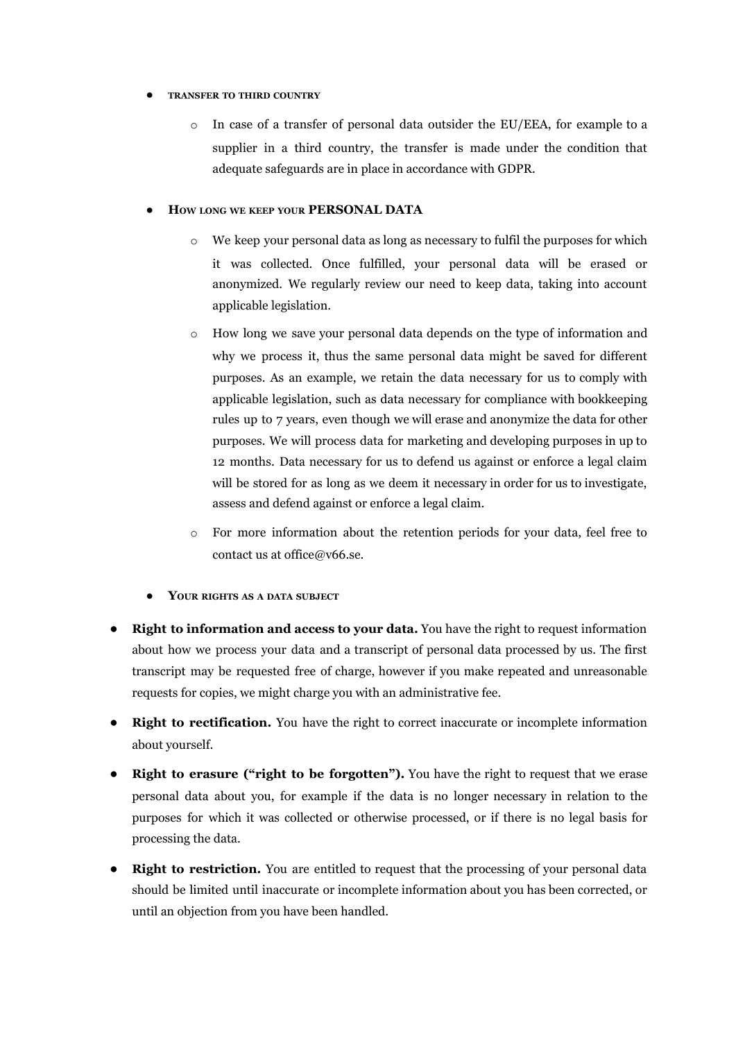- **TRANSFER TO THIRD COUNTRY**
    - In case of a transfer of personal data outsider the EU/EEA, for example to a supplier in a third country, the transfer is made under the condition that adequate safeguards are in place in accordance with GDPR.

- **HOW LONG WE KEEP YOUR PERSONAL DATA**
    - We keep your personal data as long as necessary to fulfil the purposes for which it was collected. Once fulfilled, your personal data will be erased or anonymized. We regularly review our need to keep data, taking into account applicable legislation.
    - How long we save your personal data depends on the type of information and why we process it, thus the same personal data might be saved for different purposes. As an example, we retain the data necessary for us to comply with applicable legislation, such as data necessary for compliance with bookkeeping rules up to 7 years, even though we will erase and anonymize the data for other purposes. We will process data for marketing and developing purposes in up to 12 months. Data necessary for us to defend us against or enforce a legal claim will be stored for as long as we deem it necessary in order for us to investigate, assess and defend against or enforce a legal claim.
    - For more information about the retention periods for your data, feel free to contact us at office@v66.se.

- **YOUR RIGHTS AS A DATA SUBJECT**

- **Right to information and access to your data.** You have the right to request information about how we process your data and a transcript of personal data processed by us. The first transcript may be requested free of charge, however if you make repeated and unreasonable requests for copies, we might charge you with an administrative fee.
- **Right to rectification.** You have the right to correct inaccurate or incomplete information about yourself.
- **Right to erasure ("right to be forgotten").** You have the right to request that we erase personal data about you, for example if the data is no longer necessary in relation to the purposes for which it was collected or otherwise processed, or if there is no legal basis for processing the data.
- **Right to restriction.** You are entitled to request that the processing of your personal data should be limited until inaccurate or incomplete information about you has been corrected, or until an objection from you have been handled.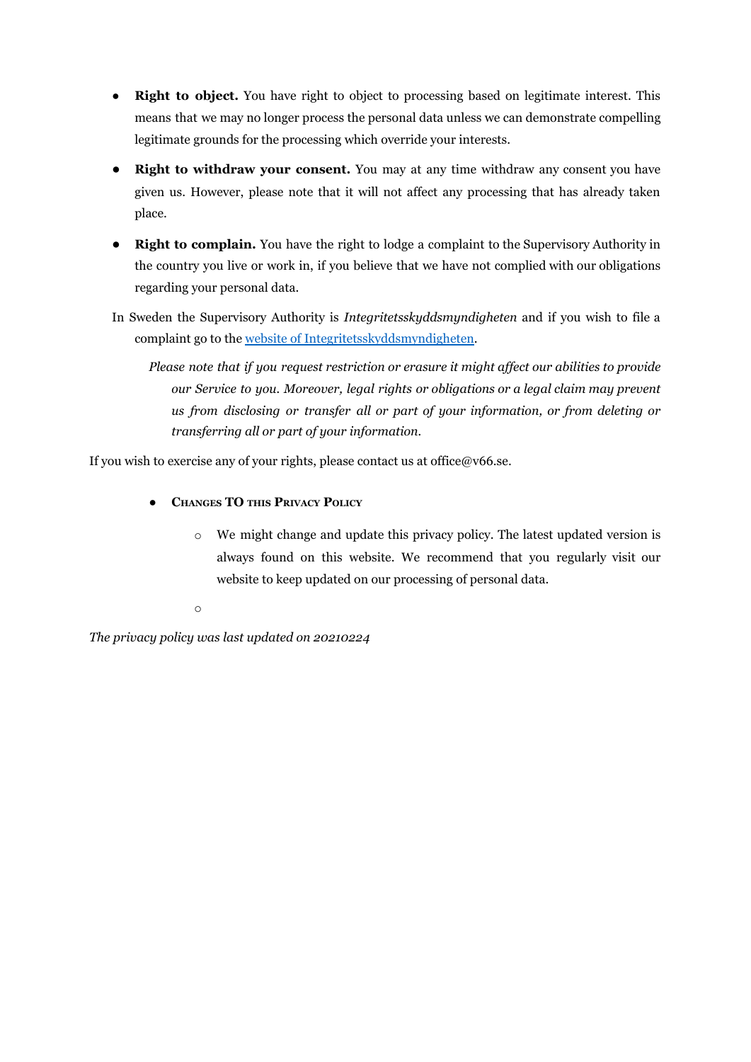- **Right to object.** You have right to object to processing based on legitimate interest. This means that we may no longer process the personal data unless we can demonstrate compelling legitimate grounds for the processing which override your interests.
- **Right to withdraw your consent.** You may at any time withdraw any consent you have given us. However, please note that it will not affect any processing that has already taken place.
- **Right to complain.** You have the right to lodge a complaint to the Supervisory Authority in the country you live or work in, if you believe that we have not complied with our obligations regarding your personal data.

In Sweden the Supervisory Authority is *Integritetsskyddsmyndigheten* and if you wish to file a complaint go to the website of Integritetsskyddsmyndigheten.

*Please note that if you request restriction or erasure it might affect our abilities to provide our Service to you. Moreover, legal rights or obligations or a legal claim may prevent us from disclosing or transfer all or part of your information, or from deleting or transferring all or part of your information.*

If you wish to exercise any of your rights, please contact us at office@v66.se.

- **CHANGES TO THIS PRIVACY POLICY**
  - We might change and update this privacy policy. The latest updated version is always found on this website. We recommend that you regularly visit our website to keep updated on our processing of personal data.

*The privacy policy was last updated on 20210224*